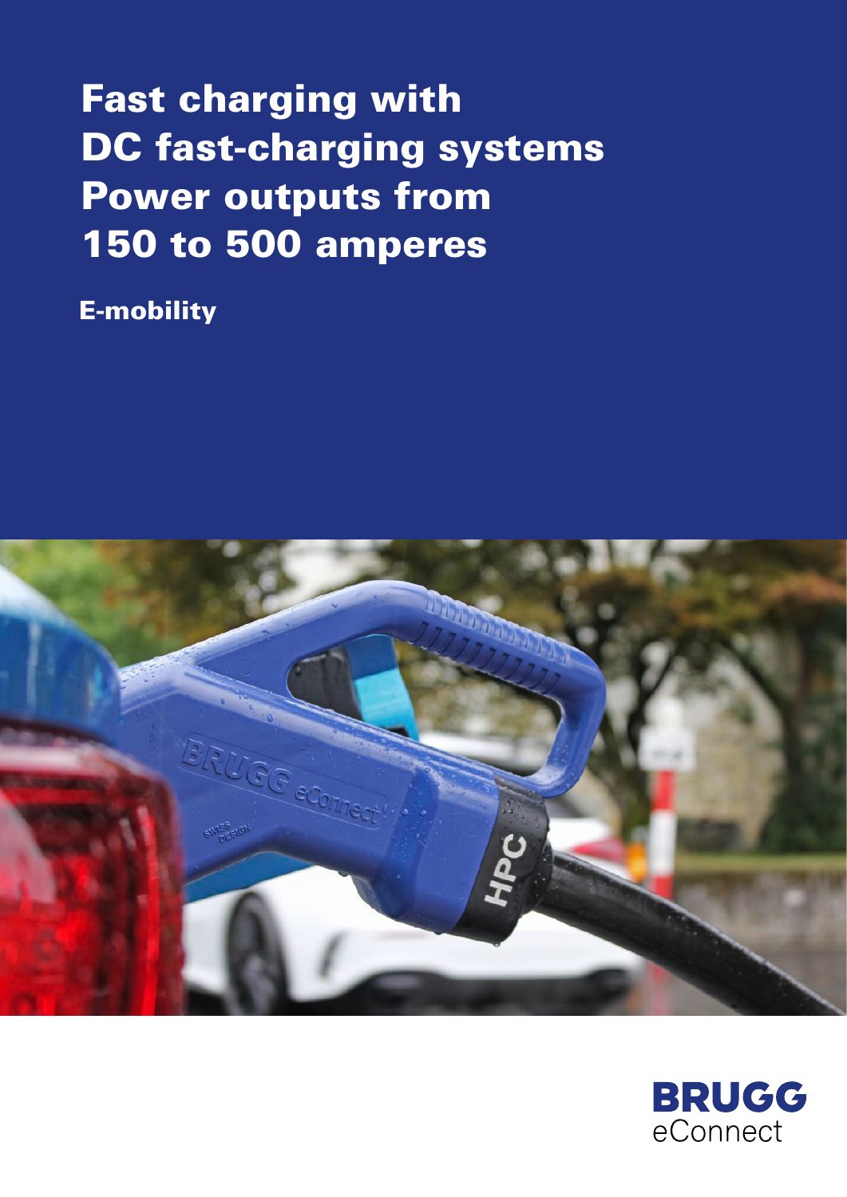# Fast charging with DC fast-charging systems Power outputs from 150 to 500 amperes

**E-mobility**

BRUGG eConnect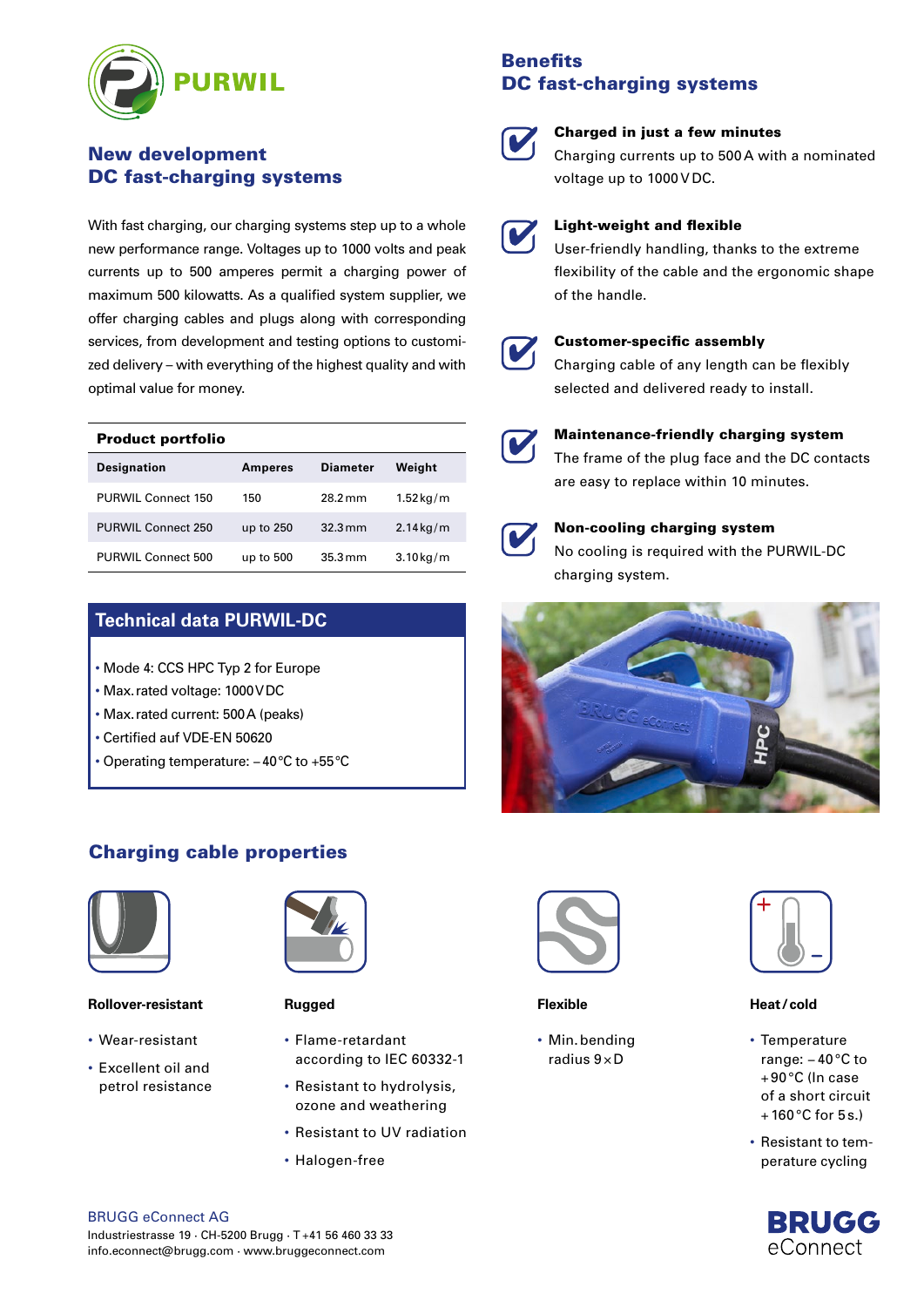PURWIL

## New development DC fast-charging systems

With fast charging, our charging systems step up to a whole new performance range. Voltages up to 1000 volts and peak currents up to 500 amperes permit a charging power of maximum 500 kilowatts. As a qualified system supplier, we offer charging cables and plugs along with corresponding services, from development and testing options to customized delivery – with everything of the highest quality and with optimal value for money.

**Product portfolio**

| Designation | Amperes | Diameter | Weight |
|---|---|---|---|
| PURWIL Connect 150 | 150 | 28.2 mm | 1.52 kg/m |
| PURWIL Connect 250 | up to 250 | 32.3 mm | 2.14 kg/m |
| PURWIL Connect 500 | up to 500 | 35.3 mm | 3.10 kg/m |

## Technical data PURWIL-DC

- Mode 4: CCS HPC Typ 2 for Europe
- Max. rated voltage: 1000 V DC
- Max. rated current: 500 A (peaks)
- Certified auf VDE-EN 50620
- Operating temperature: – 40 °C to +55 °C

## Benefits DC fast-charging systems

**Charged in just a few minutes**
Charging currents up to 500 A with a nominated voltage up to 1000 V DC.

**Light-weight and flexible**
User-friendly handling, thanks to the extreme flexibility of the cable and the ergonomic shape of the handle.

**Customer-specific assembly**
Charging cable of any length can be flexibly selected and delivered ready to install.

**Maintenance-friendly charging system**
The frame of the plug face and the DC contacts are easy to replace within 10 minutes.

**Non-cooling charging system**
No cooling is required with the PURWIL-DC charging system.

## Charging cable properties

**Rollover-resistant**

- Wear-resistant
- Excellent oil and petrol resistance

**Rugged**

- Flame-retardant according to IEC 60332-1
- Resistant to hydrolysis, ozone and weathering
- Resistant to UV radiation
- Halogen-free

**Flexible**

- Min. bending radius 9 × D

**Heat / cold**

- Temperature range: – 40 °C to + 90 °C (In case of a short circuit + 160 °C for 5 s.)
- Resistant to temperature cycling

BRUGG eConnect AG
Industriestrasse 19 · CH-5200 Brugg · T +41 56 460 33 33
info.econnect@brugg.com · www.bruggeconnect.com

BRUGG eConnect